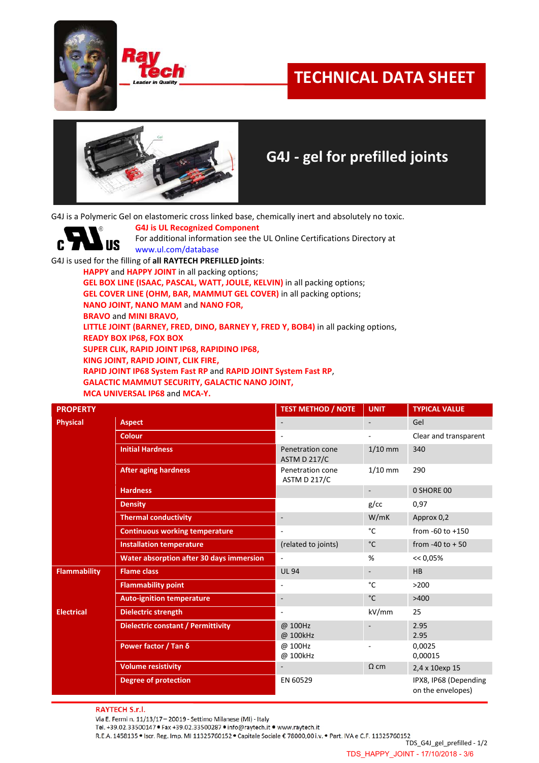# TECHNICAL DATA SHEET

## G4J - gel for prefilled joints

G4J is a Polymeric Gel on elastomeric cross linked base, chemically inert and absolutely no toxic.

**G4J is UL Recognized Component**
For additional information see the UL Online Certifications Directory at
www.ul.com/database

G4J is used for the filling of **all RAYTECH PREFILLED joints**:

- **HAPPY** and **HAPPY JOINT** in all packing options;
- **GEL BOX LINE (ISAAC, PASCAL, WATT, JOULE, KELVIN)** in all packing options;
- **GEL COVER LINE (OHM, BAR, MAMMUT GEL COVER)** in all packing options;
- **NANO JOINT, NANO MAM** and **NANO FOR,**
- **BRAVO** and **MINI BRAVO,**
- **LITTLE JOINT (BARNEY, FRED, DINO, BARNEY Y, FRED Y, BOB4)** in all packing options,
- **READY BOX IP68, FOX BOX**
- **SUPER CLIK, RAPID JOINT IP68, RAPIDINO IP68,**
- **KING JOINT, RAPID JOINT, CLIK FIRE,**
- **RAPID JOINT IP68 System Fast RP** and **RAPID JOINT System Fast RP**,
- **GALACTIC MAMMUT SECURITY, GALACTIC NANO JOINT,**
- **MCA UNIVERSAL IP68** and **MCA-Y.**

| PROPERTY | | TEST METHOD / NOTE | UNIT | TYPICAL VALUE |
|---|---|---|---|---|
| **Physical** | **Aspect** | - | - | Gel |
| | **Colour** | - | - | Clear and transparent |
| | **Initial Hardness** | Penetration cone ASTM D 217/C | 1/10 mm | 340 |
| | **After aging hardness** | Penetration cone ASTM D 217/C | 1/10 mm | 290 |
| | **Hardness** | | - | 0 SHORE 00 |
| | **Density** | | g/cc | 0,97 |
| | **Thermal conductivity** | - | W/mK | Approx 0,2 |
| | **Continuous working temperature** | - | °C | from -60 to +150 |
| | **Installation temperature** | (related to joints) | °C | from -40 to + 50 |
| | **Water absorption after 30 days immersion** | - | % | << 0,05% |
| **Flammability** | **Flame class** | UL 94 | - | HB |
| | **Flammability point** | - | °C | >200 |
| | **Auto-ignition temperature** | - | °C | >400 |
| **Electrical** | **Dielectric strength** | - | kV/mm | 25 |
| | **Dielectric constant / Permittivity** | @ 100Hz<br>@ 100kHz | - | 2.95<br>2.95 |
| | **Power factor / Tan δ** | @ 100Hz<br>@ 100kHz | - | 0,0025<br>0,00015 |
| | **Volume resistivity** | - | Ω cm | 2,4 x 10exp 15 |
| | **Degree of protection** | EN 60529 | | IPX8, IP68 (Depending on the envelopes) |

**RAYTECH S.r.l.**
Via E. Fermi n. 11/13/17 – 20019 - Settimo Milanese (MI) - Italy
Tel. +39.02.33500147 • Fax +39.02.33500287 • info@raytech.it • www.raytech.it
R.E.A. 1458135 • Iscr. Reg. Imp. MI 11325760152 • Capitale Sociale € 78000,00 i.v. • Part. IVA e C.F. 11325760152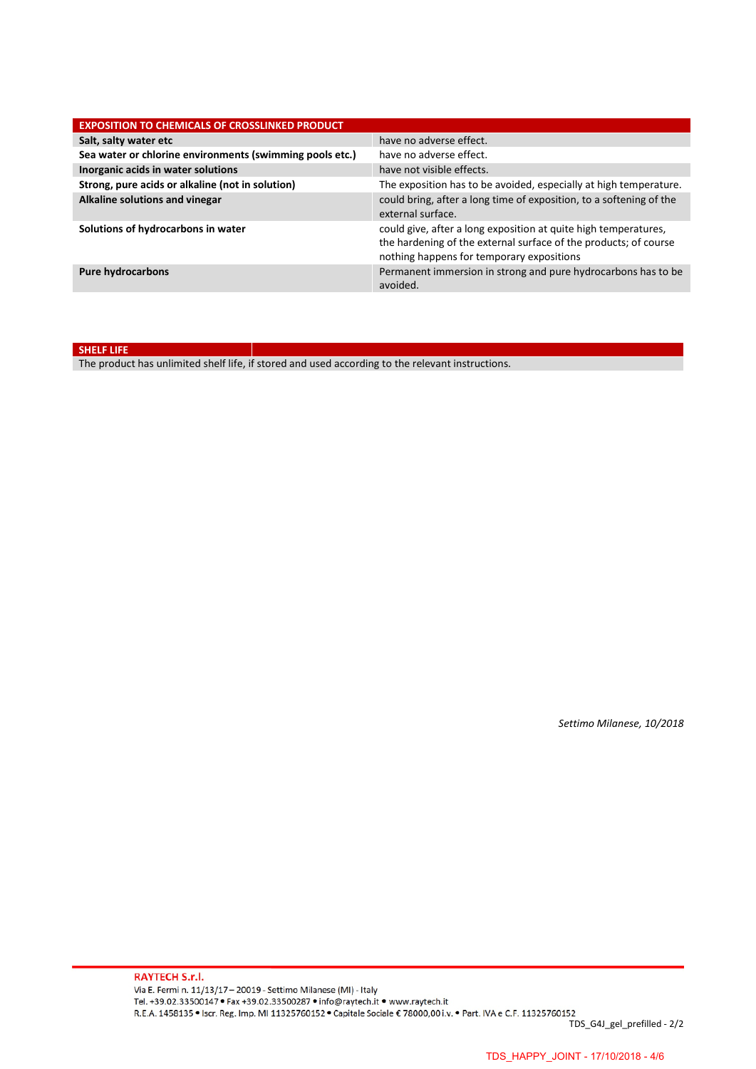| EXPOSITION TO CHEMICALS OF CROSSLINKED PRODUCT | |
|---|---|
| **Salt, salty water etc** | have no adverse effect. |
| **Sea water or chlorine environments (swimming pools etc.)** | have no adverse effect. |
| **Inorganic acids in water solutions** | have not visible effects. |
| **Strong, pure acids or alkaline (not in solution)** | The exposition has to be avoided, especially at high temperature. |
| **Alkaline solutions and vinegar** | could bring, after a long time of exposition, to a softening of the external surface. |
| **Solutions of hydrocarbons in water** | could give, after a long exposition at quite high temperatures, the hardening of the external surface of the products; of course nothing happens for temporary expositions |
| **Pure hydrocarbons** | Permanent immersion in strong and pure hydrocarbons has to be avoided. |

| SHELF LIFE |
|---|
| The product has unlimited shelf life, if stored and used according to the relevant instructions. |

*Settimo Milanese, 10/2018*

**RAYTECH S.r.l.**
Via E. Fermi n. 11/13/17 – 20019 - Settimo Milanese (MI) - Italy
Tel. +39.02.33500147 • Fax +39.02.33500287 • info@raytech.it • www.raytech.it
R.E.A. 1458135 • Iscr. Reg. Imp. MI 11325760152 • Capitale Sociale € 78000,00 i.v. • Part. IVA e C.F. 11325760152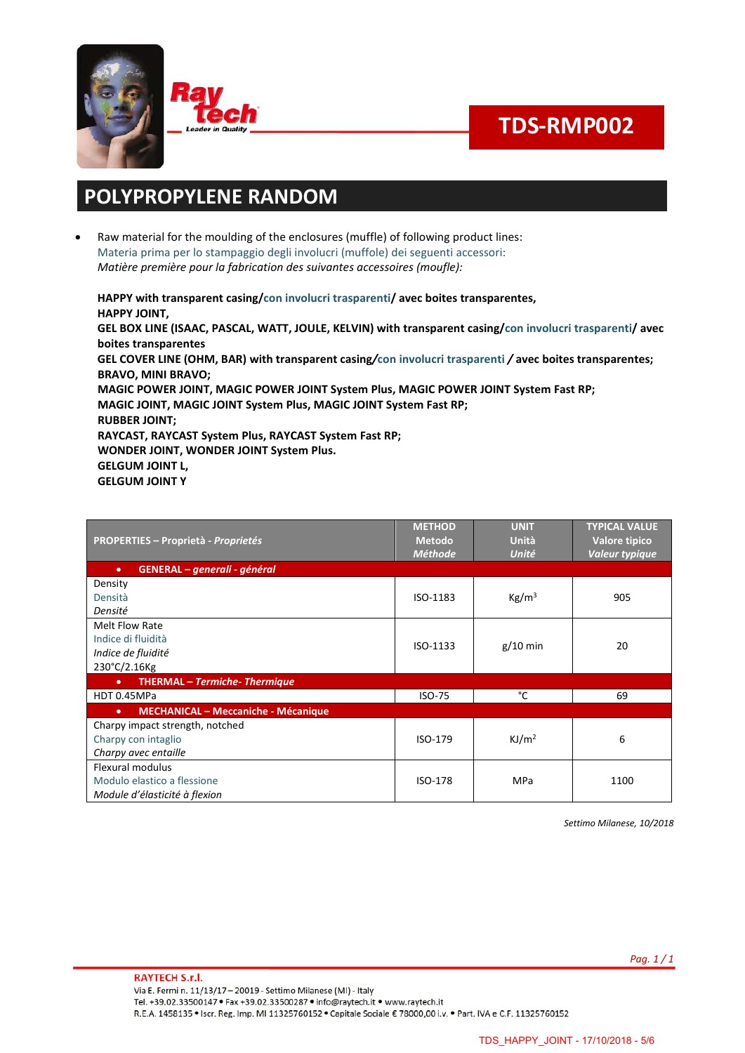TDS-RMP002

# POLYPROPYLENE RANDOM

- Raw material for the moulding of the enclosures (muffle) of following product lines:
  Materia prima per lo stampaggio degli involucri (muffole) dei seguenti accessori:
  *Matière première pour la fabrication des suivantes accessoires (moufle):*

**HAPPY with transparent casing/con involucri trasparenti/ avec boites transparentes,**
**HAPPY JOINT,**
**GEL BOX LINE (ISAAC, PASCAL, WATT, JOULE, KELVIN) with transparent casing/con involucri trasparenti/ avec boites transparentes**
**GEL COVER LINE (OHM, BAR) with transparent casing/con involucri trasparenti / avec boites transparentes;**
**BRAVO, MINI BRAVO;**
**MAGIC POWER JOINT, MAGIC POWER JOINT System Plus, MAGIC POWER JOINT System Fast RP;**
**MAGIC JOINT, MAGIC JOINT System Plus, MAGIC JOINT System Fast RP;**
**RUBBER JOINT;**
**RAYCAST, RAYCAST System Plus, RAYCAST System Fast RP;**
**WONDER JOINT, WONDER JOINT System Plus.**
**GELGUM JOINT L,**
**GELGUM JOINT Y**

| PROPERTIES – Proprietà - *Proprietés* | METHOD Metodo *Méthode* | UNIT Unità *Unité* | TYPICAL VALUE Valore tipico *Valeur typique* |
|---|---|---|---|
| • **GENERAL – *generali - général*** | | | |
| Density<br>Densità<br>*Densité* | ISO-1183 | $Kg/m^3$ | 905 |
| Melt Flow Rate<br>Indice di fluidità<br>*Indice de fluidité*<br>230°C/2.16Kg | ISO-1133 | g/10 min | 20 |
| • **THERMAL – *Termiche- Thermique*** | | | |
| HDT 0.45MPa | ISO-75 | °C | 69 |
| • **MECHANICAL – Meccaniche - Mécanique** | | | |
| Charpy impact strength, notched<br>Charpy con intaglio<br>*Charpy avec entaille* | ISO-179 | $KJ/m^2$ | 6 |
| Flexural modulus<br>Modulo elastico a flessione<br>*Module d'élasticité à flexion* | ISO-178 | MPa | 1100 |

*Settimo Milanese, 10/2018*

**RAYTECH S.r.l.**
Via E. Fermi n. 11/13/17 – 20019 - Settimo Milanese (MI) - Italy
Tel. +39.02.33500147 • Fax +39.02.33500287 • info@raytech.it • www.raytech.it
R.E.A. 1458135 • Iscr. Reg. Imp. MI 11325760152 • Capitale Sociale € 78000,00 i.v. • Part. IVA e C.F. 11325760152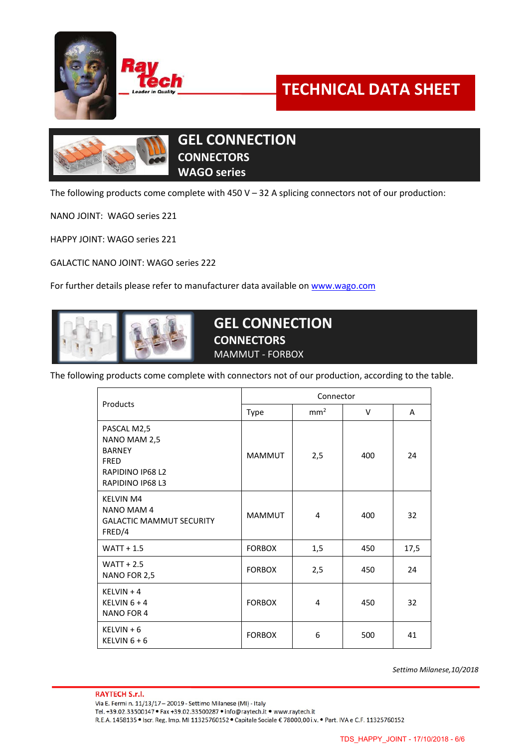# TECHNICAL DATA SHEET

## GEL CONNECTION
### CONNECTORS
### WAGO series

The following products come complete with 450 V – 32 A splicing connectors not of our production:

NANO JOINT: WAGO series 221

HAPPY JOINT: WAGO series 221

GALACTIC NANO JOINT: WAGO series 222

For further details please refer to manufacturer data available on [www.wago.com](http://www.wago.com)

## GEL CONNECTION
### CONNECTORS
MAMMUT - FORBOX

The following products come complete with connectors not of our production, according to the table.

| Products | Connector | | | |
|---|---|---|---|---|
| | Type | $mm^2$ | V | A |
| PASCAL M2,5<br>NANO MAM 2,5<br>BARNEY<br>FRED<br>RAPIDINO IP68 L2<br>RAPIDINO IP68 L3 | MAMMUT | 2,5 | 400 | 24 |
| KELVIN M4<br>NANO MAM 4<br>GALACTIC MAMMUT SECURITY<br>FRED/4 | MAMMUT | 4 | 400 | 32 |
| WATT + 1.5 | FORBOX | 1,5 | 450 | 17,5 |
| WATT + 2.5<br>NANO FOR 2,5 | FORBOX | 2,5 | 450 | 24 |
| KELVIN + 4<br>KELVIN 6 + 4<br>NANO FOR 4 | FORBOX | 4 | 450 | 32 |
| KELVIN + 6<br>KELVIN 6 + 6 | FORBOX | 6 | 500 | 41 |

*Settimo Milanese, 10/2018*

**RAYTECH S.r.l.**
Via E. Fermi n. 11/13/17 – 20019 - Settimo Milanese (MI) - Italy
Tel. +39.02.33500147 • Fax +39.02.33500287 • info@raytech.it • www.raytech.it
R.E.A. 1458135 • Iscr. Reg. Imp. MI 11325760152 • Capitale Sociale € 78000,00 i.v. • Part. IVA e C.F. 11325760152